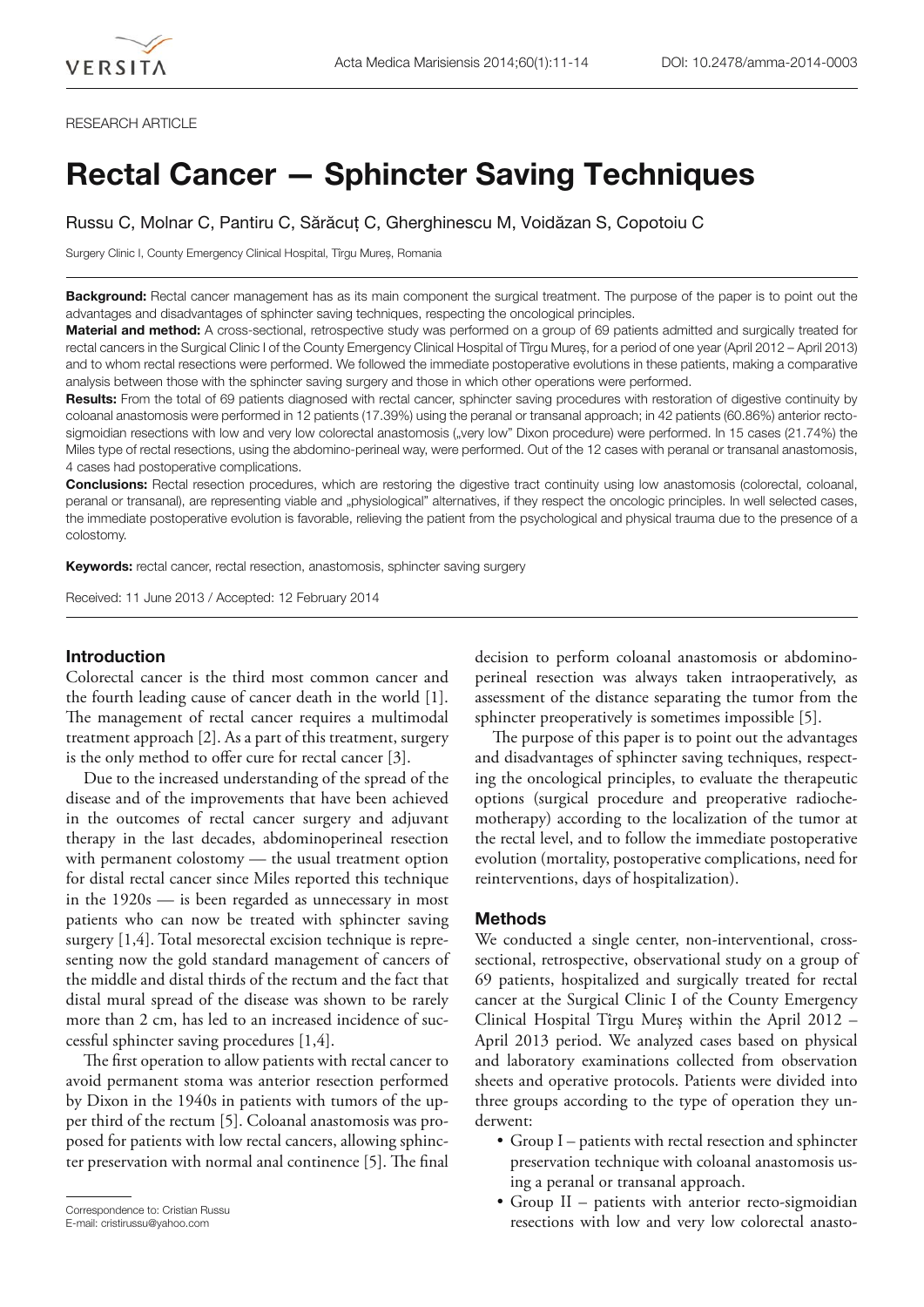RESEARCH ARTICLE

# Rectal Cancer — Sphincter Saving Techniques

Russu C, Molnar C, Pantiru C, Sărăcuț C, Gherghinescu M, Voidăzan S, Copotoiu C

Surgery Clinic I, County Emergency Clinical Hospital, Tîrgu Mureș, Romania

**Background:** Rectal cancer management has as its main component the surgical treatment. The purpose of the paper is to point out the advantages and disadvantages of sphincter saving techniques, respecting the oncological principles.

**Material and method:** A cross-sectional, retrospective study was performed on a group of 69 patients admitted and surgically treated for rectal cancers in the Surgical Clinic I of the County Emergency Clinical Hospital of Tîrgu Mureș, for a period of one year (April 2012 – April 2013) and to whom rectal resections were performed. We followed the immediate postoperative evolutions in these patients, making a comparative analysis between those with the sphincter saving surgery and those in which other operations were performed.

**Results:** From the total of 69 patients diagnosed with rectal cancer, sphincter saving procedures with restoration of digestive continuity by coloanal anastomosis were performed in 12 patients (17.39%) using the peranal or transanal approach; in 42 patients (60.86%) anterior recto-sigmoidian resections with low and very low colorectal anastomosis („very low" Dixon procedure) were performed. In 15 cases (21.74%) the Miles type of rectal resections, using the abdomino-perineal way, were performed. Out of the 12 cases with peranal or transanal anastomosis, 4 cases had postoperative complications.

**Conclusions:** Rectal resection procedures, which are restoring the digestive tract continuity using low anastomosis (colorectal, coloanal, peranal or transanal), are representing viable and „physiological" alternatives, if they respect the oncologic principles. In well selected cases, the immediate postoperative evolution is favorable, relieving the patient from the psychological and physical trauma due to the presence of a colostomy.

**Keywords:** rectal cancer, rectal resection, anastomosis, sphincter saving surgery

Received: 11 June 2013 / Accepted: 12 February 2014

## Introduction

Colorectal cancer is the third most common cancer and the fourth leading cause of cancer death in the world [1]. The management of rectal cancer requires a multimodal treatment approach [2]. As a part of this treatment, surgery is the only method to offer cure for rectal cancer [3].

Due to the increased understanding of the spread of the disease and of the improvements that have been achieved in the outcomes of rectal cancer surgery and adjuvant therapy in the last decades, abdominoperineal resection with permanent colostomy — the usual treatment option for distal rectal cancer since Miles reported this technique in the 1920s — is been regarded as unnecessary in most patients who can now be treated with sphincter saving surgery [1,4]. Total mesorectal excision technique is representing now the gold standard management of cancers of the middle and distal thirds of the rectum and the fact that distal mural spread of the disease was shown to be rarely more than 2 cm, has led to an increased incidence of successful sphincter saving procedures [1,4].

The first operation to allow patients with rectal cancer to avoid permanent stoma was anterior resection performed by Dixon in the 1940s in patients with tumors of the upper third of the rectum [5]. Coloanal anastomosis was proposed for patients with low rectal cancers, allowing sphincter preservation with normal anal continence [5]. The final decision to perform coloanal anastomosis or abdomino-perineal resection was always taken intraoperatively, as assessment of the distance separating the tumor from the sphincter preoperatively is sometimes impossible [5].

The purpose of this paper is to point out the advantages and disadvantages of sphincter saving techniques, respecting the oncological principles, to evaluate the therapeutic options (surgical procedure and preoperative radiochemotherapy) according to the localization of the tumor at the rectal level, and to follow the immediate postoperative evolution (mortality, postoperative complications, need for reinterventions, days of hospitalization).

## Methods

We conducted a single center, non-interventional, cross-sectional, retrospective, observational study on a group of 69 patients, hospitalized and surgically treated for rectal cancer at the Surgical Clinic I of the County Emergency Clinical Hospital Tîrgu Mureș within the April 2012 – April 2013 period. We analyzed cases based on physical and laboratory examinations collected from observation sheets and operative protocols. Patients were divided into three groups according to the type of operation they underwent:

- Group I – patients with rectal resection and sphincter preservation technique with coloanal anastomosis using a peranal or transanal approach.
- Group II – patients with anterior recto-sigmoidian resections with low and very low colorectal anasto-

Correspondence to: Cristian Russu
E-mail: cristirussu@yahoo.com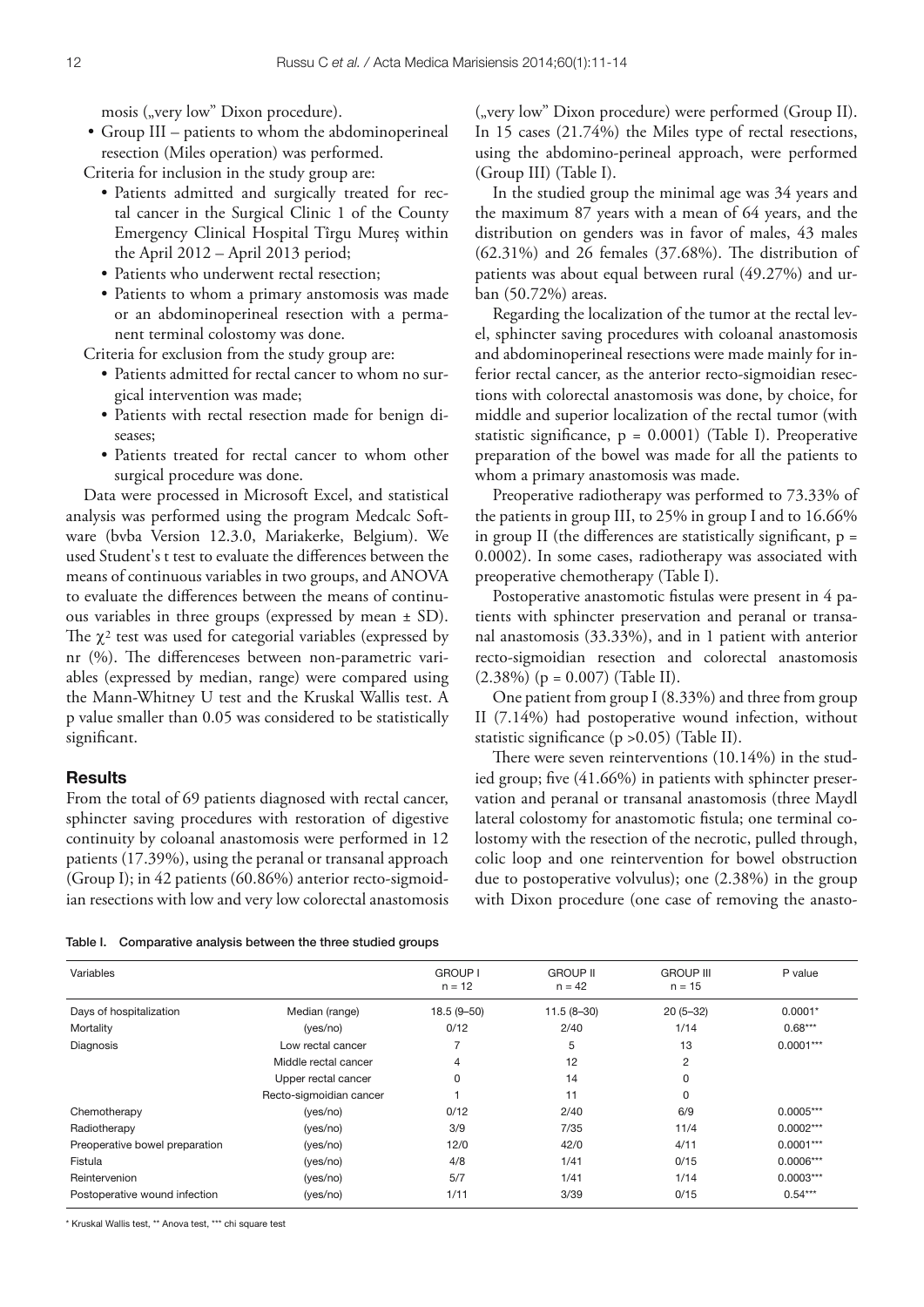mosis („very low" Dixon procedure).

- Group III – patients to whom the abdominoperineal resection (Miles operation) was performed.

Criteria for inclusion in the study group are:

- Patients admitted and surgically treated for rectal cancer in the Surgical Clinic 1 of the County Emergency Clinical Hospital Tîrgu Mureș within the April 2012 – April 2013 period;
- Patients who underwent rectal resection;
- Patients to whom a primary anstomosis was made or an abdominoperineal resection with a permanent terminal colostomy was done.

Criteria for exclusion from the study group are:

- Patients admitted for rectal cancer to whom no surgical intervention was made;
- Patients with rectal resection made for benign diseases;
- Patients treated for rectal cancer to whom other surgical procedure was done.

Data were processed in Microsoft Excel, and statistical analysis was performed using the program Medcalc Software (bvba Version 12.3.0, Mariakerke, Belgium). We used Student's t test to evaluate the differences between the means of continuous variables in two groups, and ANOVA to evaluate the differences between the means of continuous variables in three groups (expressed by mean ± SD). The $\chi^2$ test was used for categorial variables (expressed by nr (%). The differenceses between non-parametric variables (expressed by median, range) were compared using the Mann-Whitney U test and the Kruskal Wallis test. A p value smaller than 0.05 was considered to be statistically significant.

## Results

From the total of 69 patients diagnosed with rectal cancer, sphincter saving procedures with restoration of digestive continuity by coloanal anastomosis were performed in 12 patients (17.39%), using the peranal or transanal approach (Group I); in 42 patients (60.86%) anterior recto-sigmoidian resections with low and very low colorectal anastomosis („very low" Dixon procedure) were performed (Group II). In 15 cases (21.74%) the Miles type of rectal resections, using the abdomino-perineal approach, were performed (Group III) (Table I).

In the studied group the minimal age was 34 years and the maximum 87 years with a mean of 64 years, and the distribution on genders was in favor of males, 43 males (62.31%) and 26 females (37.68%). The distribution of patients was about equal between rural (49.27%) and urban (50.72%) areas.

Regarding the localization of the tumor at the rectal level, sphincter saving procedures with coloanal anastomosis and abdominoperineal resections were made mainly for inferior rectal cancer, as the anterior recto-sigmoidian resections with colorectal anastomosis was done, by choice, for middle and superior localization of the rectal tumor (with statistic significance, $p = 0.0001$) (Table I). Preoperative preparation of the bowel was made for all the patients to whom a primary anastomosis was made.

Preoperative radiotherapy was performed to 73.33% of the patients in group III, to 25% in group I and to 16.66% in group II (the differences are statistically significant, $p = 0.0002$). In some cases, radiotherapy was associated with preoperative chemotherapy (Table I).

Postoperative anastomotic fistulas were present in 4 patients with sphincter preservation and peranal or transanal anastomosis (33.33%), and in 1 patient with anterior recto-sigmoidian resection and colorectal anastomosis (2.38%) ($p = 0.007$) (Table II).

One patient from group I (8.33%) and three from group II (7.14%) had postoperative wound infection, without statistic significance ($p > 0.05$) (Table II).

There were seven reinterventions (10.14%) in the studied group; five (41.66%) in patients with sphincter preservation and peranal or transanal anastomosis (three Maydl lateral colostomy for anastomotic fistula; one terminal colostomy with the resection of the necrotic, pulled through, colic loop and one reintervention for bowel obstruction due to postoperative volvulus); one (2.38%) in the group with Dixon procedure (one case of removing the anasto-

Table I. Comparative analysis between the three studied groups

| Variables | | GROUP I n = 12 | GROUP II n = 42 | GROUP III n = 15 | P value |
|---|---|---|---|---|---|
| Days of hospitalization | Median (range) | 18.5 (9–50) | 11.5 (8–30) | 20 (5–32) | 0.0001* |
| Mortality | (yes/no) | 0/12 | 2/40 | 1/14 | 0.68*** |
| Diagnosis | Low rectal cancer | 7 | 5 | 13 | 0.0001*** |
| | Middle rectal cancer | 4 | 12 | 2 | |
| | Upper rectal cancer | 0 | 14 | 0 | |
| | Recto-sigmoidian cancer | 1 | 11 | 0 | |
| Chemotherapy | (yes/no) | 0/12 | 2/40 | 6/9 | 0.0005*** |
| Radiotherapy | (yes/no) | 3/9 | 7/35 | 11/4 | 0.0002*** |
| Preoperative bowel preparation | (yes/no) | 12/0 | 42/0 | 4/11 | 0.0001*** |
| Fistula | (yes/no) | 4/8 | 1/41 | 0/15 | 0.0006*** |
| Reintervenion | (yes/no) | 5/7 | 1/41 | 1/14 | 0.0003*** |
| Postoperative wound infection | (yes/no) | 1/11 | 3/39 | 0/15 | 0.54*** |

\* Kruskal Wallis test, ** Anova test, *** chi square test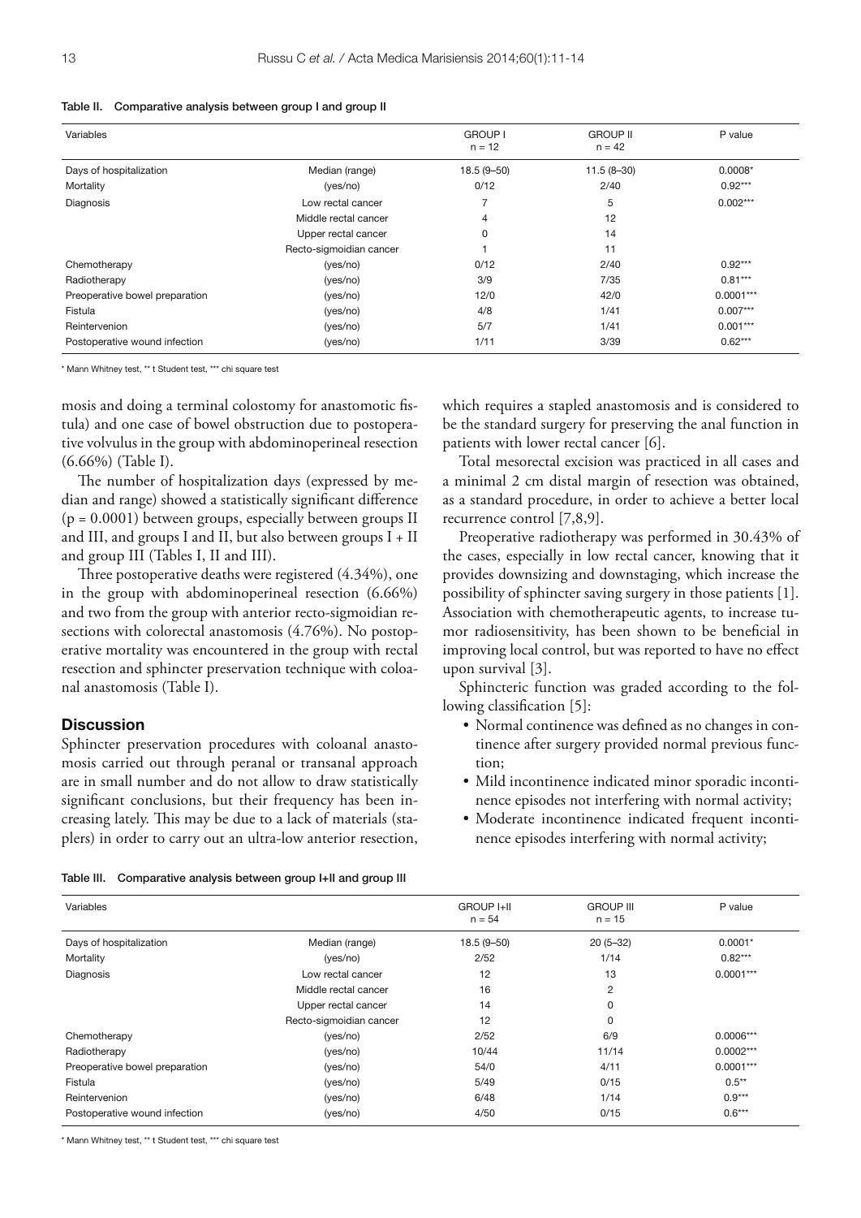**Table II.** Comparative analysis between group I and group II

| Variables | | GROUP I n = 12 | GROUP II n = 42 | P value |
|---|---|---|---|---|
| Days of hospitalization | Median (range) | 18.5 (9–50) | 11.5 (8–30) | 0.0008* |
| Mortality | (yes/no) | 0/12 | 2/40 | 0.92*** |
| Diagnosis | Low rectal cancer | 7 | 5 | 0.002*** |
| | Middle rectal cancer | 4 | 12 | |
| | Upper rectal cancer | 0 | 14 | |
| | Recto-sigmoidian cancer | 1 | 11 | |
| Chemotherapy | (yes/no) | 0/12 | 2/40 | 0.92*** |
| Radiotherapy | (yes/no) | 3/9 | 7/35 | 0.81*** |
| Preoperative bowel preparation | (yes/no) | 12/0 | 42/0 | 0.0001*** |
| Fistula | (yes/no) | 4/8 | 1/41 | 0.007*** |
| Reintervenion | (yes/no) | 5/7 | 1/41 | 0.001*** |
| Postoperative wound infection | (yes/no) | 1/11 | 3/39 | 0.62*** |

* Mann Whitney test, ** t Student test, *** chi square test

mosis and doing a terminal colostomy for anastomotic fistula) and one case of bowel obstruction due to postoperative volvulus in the group with abdominoperineal resection (6.66%) (Table I).

The number of hospitalization days (expressed by median and range) showed a statistically significant difference (p = 0.0001) between groups, especially between groups II and III, and groups I and II, but also between groups I + II and group III (Tables I, II and III).

Three postoperative deaths were registered (4.34%), one in the group with abdominoperineal resection (6.66%) and two from the group with anterior recto-sigmoidian resections with colorectal anastomosis (4.76%). No postoperative mortality was encountered in the group with rectal resection and sphincter preservation technique with coloanal anastomosis (Table I).

## Discussion

Sphincter preservation procedures with coloanal anastomosis carried out through peranal or transanal approach are in small number and do not allow to draw statistically significant conclusions, but their frequency has been increasing lately. This may be due to a lack of materials (staplers) in order to carry out an ultra-low anterior resection, which requires a stapled anastomosis and is considered to be the standard surgery for preserving the anal function in patients with lower rectal cancer [6].

Total mesorectal excision was practiced in all cases and a minimal 2 cm distal margin of resection was obtained, as a standard procedure, in order to achieve a better local recurrence control [7,8,9].

Preoperative radiotherapy was performed in 30.43% of the cases, especially in low rectal cancer, knowing that it provides downsizing and downstaging, which increase the possibility of sphincter saving surgery in those patients [1]. Association with chemotherapeutic agents, to increase tumor radiosensitivity, has been shown to be beneficial in improving local control, but was reported to have no effect upon survival [3].

Sphincteric function was graded according to the following classification [5]:

- Normal continence was defined as no changes in continence after surgery provided normal previous function;
- Mild incontinence indicated minor sporadic incontinence episodes not interfering with normal activity;
- Moderate incontinence indicated frequent incontinence episodes interfering with normal activity;

**Table III.** Comparative analysis between group I+II and group III

| Variables | | GROUP I+II n = 54 | GROUP III n = 15 | P value |
|---|---|---|---|---|
| Days of hospitalization | Median (range) | 18.5 (9–50) | 20 (5–32) | 0.0001* |
| Mortality | (yes/no) | 2/52 | 1/14 | 0.82*** |
| Diagnosis | Low rectal cancer | 12 | 13 | 0.0001*** |
| | Middle rectal cancer | 16 | 2 | |
| | Upper rectal cancer | 14 | 0 | |
| | Recto-sigmoidian cancer | 12 | 0 | |
| Chemotherapy | (yes/no) | 2/52 | 6/9 | 0.0006*** |
| Radiotherapy | (yes/no) | 10/44 | 11/14 | 0.0002*** |
| Preoperative bowel preparation | (yes/no) | 54/0 | 4/11 | 0.0001*** |
| Fistula | (yes/no) | 5/49 | 0/15 | 0.5** |
| Reintervenion | (yes/no) | 6/48 | 1/14 | 0.9*** |
| Postoperative wound infection | (yes/no) | 4/50 | 0/15 | 0.6*** |

* Mann Whitney test, ** t Student test, *** chi square test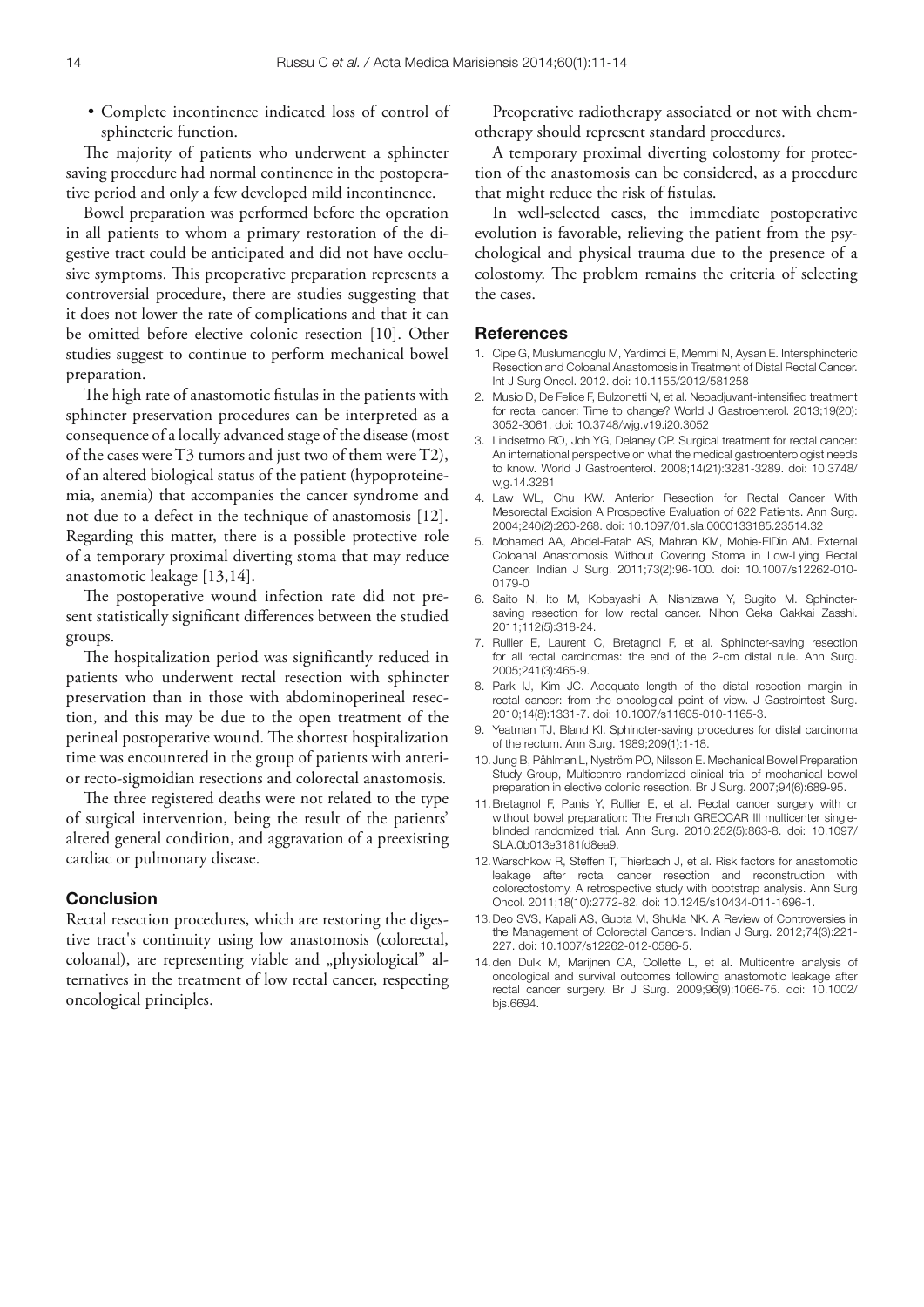- Complete incontinence indicated loss of control of sphincteric function.

The majority of patients who underwent a sphincter saving procedure had normal continence in the postoperative period and only a few developed mild incontinence.

Bowel preparation was performed before the operation in all patients to whom a primary restoration of the digestive tract could be anticipated and did not have occlusive symptoms. This preoperative preparation represents a controversial procedure, there are studies suggesting that it does not lower the rate of complications and that it can be omitted before elective colonic resection [10]. Other studies suggest to continue to perform mechanical bowel preparation.

The high rate of anastomotic fistulas in the patients with sphincter preservation procedures can be interpreted as a consequence of a locally advanced stage of the disease (most of the cases were T3 tumors and just two of them were T2), of an altered biological status of the patient (hypoproteinemia, anemia) that accompanies the cancer syndrome and not due to a defect in the technique of anastomosis [12]. Regarding this matter, there is a possible protective role of a temporary proximal diverting stoma that may reduce anastomotic leakage [13,14].

The postoperative wound infection rate did not present statistically significant differences between the studied groups.

The hospitalization period was significantly reduced in patients who underwent rectal resection with sphincter preservation than in those with abdominoperineal resection, and this may be due to the open treatment of the perineal postoperative wound. The shortest hospitalization time was encountered in the group of patients with anterior recto-sigmoidian resections and colorectal anastomosis.

The three registered deaths were not related to the type of surgical intervention, being the result of the patients' altered general condition, and aggravation of a preexisting cardiac or pulmonary disease.

## Conclusion

Rectal resection procedures, which are restoring the digestive tract's continuity using low anastomosis (colorectal, coloanal), are representing viable and „physiological" alternatives in the treatment of low rectal cancer, respecting oncological principles.

Preoperative radiotherapy associated or not with chemotherapy should represent standard procedures.

A temporary proximal diverting colostomy for protection of the anastomosis can be considered, as a procedure that might reduce the risk of fistulas.

In well-selected cases, the immediate postoperative evolution is favorable, relieving the patient from the psychological and physical trauma due to the presence of a colostomy. The problem remains the criteria of selecting the cases.

## References

1. Cipe G, Muslumanoglu M, Yardimci E, Memmi N, Aysan E. Intersphincteric Resection and Coloanal Anastomosis in Treatment of Distal Rectal Cancer. Int J Surg Oncol. 2012. doi: 10.1155/2012/581258
2. Musio D, De Felice F, Bulzonetti N, et al. Neoadjuvant-intensified treatment for rectal cancer: Time to change? World J Gastroenterol. 2013;19(20): 3052-3061. doi: 10.3748/wjg.v19.i20.3052
3. Lindsetmo RO, Joh YG, Delaney CP. Surgical treatment for rectal cancer: An international perspective on what the medical gastroenterologist needs to know. World J Gastroenterol. 2008;14(21):3281-3289. doi: 10.3748/wjg.14.3281
4. Law WL, Chu KW. Anterior Resection for Rectal Cancer With Mesorectal Excision A Prospective Evaluation of 622 Patients. Ann Surg. 2004;240(2):260-268. doi: 10.1097/01.sla.0000133185.23514.32
5. Mohamed AA, Abdel-Fatah AS, Mahran KM, Mohie-ElDin AM. External Coloanal Anastomosis Without Covering Stoma in Low-Lying Rectal Cancer. Indian J Surg. 2011;73(2):96-100. doi: 10.1007/s12262-010-0179-0
6. Saito N, Ito M, Kobayashi A, Nishizawa Y, Sugito M. Sphincter-saving resection for low rectal cancer. Nihon Geka Gakkai Zasshi. 2011;112(5):318-24.
7. Rullier E, Laurent C, Bretagnol F, et al. Sphincter-saving resection for all rectal carcinomas: the end of the 2-cm distal rule. Ann Surg. 2005;241(3):465-9.
8. Park IJ, Kim JC. Adequate length of the distal resection margin in rectal cancer: from the oncological point of view. J Gastrointest Surg. 2010;14(8):1331-7. doi: 10.1007/s11605-010-1165-3.
9. Yeatman TJ, Bland KI. Sphincter-saving procedures for distal carcinoma of the rectum. Ann Surg. 1989;209(1):1-18.
10. Jung B, Påhlman L, Nyström PO, Nilsson E. Mechanical Bowel Preparation Study Group, Multicentre randomized clinical trial of mechanical bowel preparation in elective colonic resection. Br J Surg. 2007;94(6):689-95.
11. Bretagnol F, Panis Y, Rullier E, et al. Rectal cancer surgery with or without bowel preparation: The French GRECCAR III multicenter single-blinded randomized trial. Ann Surg. 2010;252(5):863-8. doi: 10.1097/SLA.0b013e3181fd8ea9.
12. Warschkow R, Steffen T, Thierbach J, et al. Risk factors for anastomotic leakage after rectal cancer resection and reconstruction with colorectostomy. A retrospective study with bootstrap analysis. Ann Surg Oncol. 2011;18(10):2772-82. doi: 10.1245/s10434-011-1696-1.
13. Deo SVS, Kapali AS, Gupta M, Shukla NK. A Review of Controversies in the Management of Colorectal Cancers. Indian J Surg. 2012;74(3):221-227. doi: 10.1007/s12262-012-0586-5.
14. den Dulk M, Marijnen CA, Collette L, et al. Multicentre analysis of oncological and survival outcomes following anastomotic leakage after rectal cancer surgery. Br J Surg. 2009;96(9):1066-75. doi: 10.1002/bjs.6694.